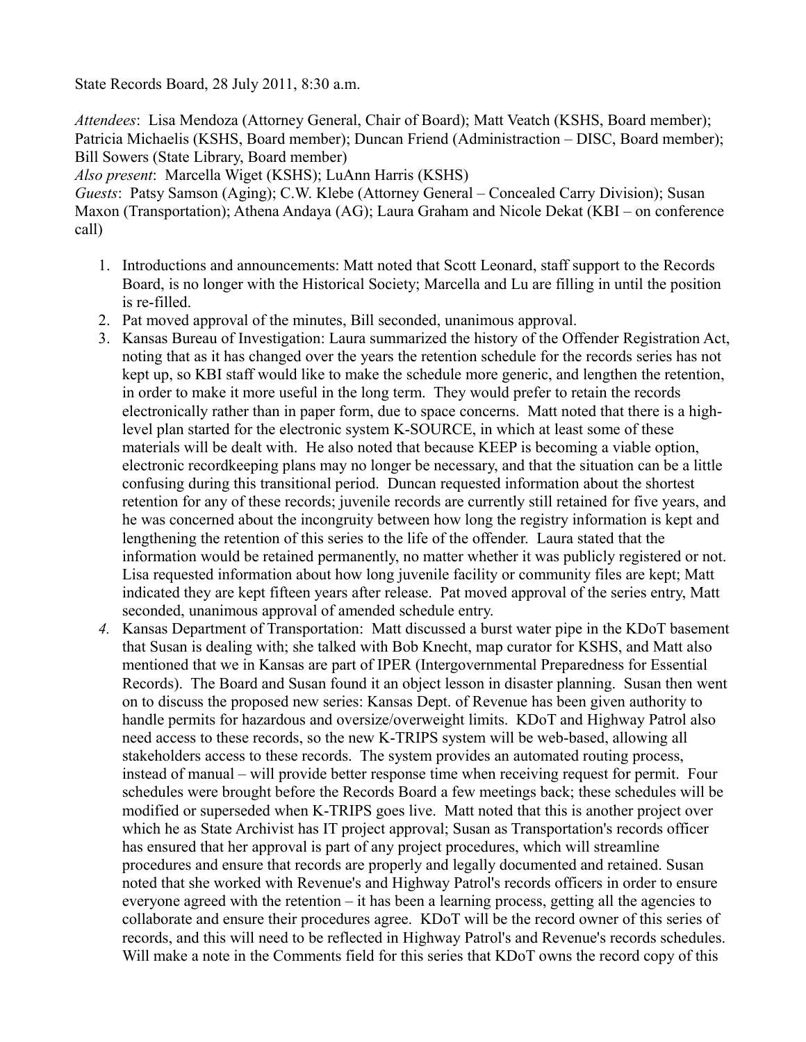State Records Board, 28 July 2011, 8:30 a.m.

*Attendees*: Lisa Mendoza (Attorney General, Chair of Board); Matt Veatch (KSHS, Board member); Patricia Michaelis (KSHS, Board member); Duncan Friend (Administraction – DISC, Board member); Bill Sowers (State Library, Board member)
*Also present*: Marcella Wiget (KSHS); LuAnn Harris (KSHS)
*Guests*: Patsy Samson (Aging); C.W. Klebe (Attorney General – Concealed Carry Division); Susan Maxon (Transportation); Athena Andaya (AG); Laura Graham and Nicole Dekat (KBI – on conference call)

1. Introductions and announcements: Matt noted that Scott Leonard, staff support to the Records Board, is no longer with the Historical Society; Marcella and Lu are filling in until the position is re-filled.
2. Pat moved approval of the minutes, Bill seconded, unanimous approval.
3. Kansas Bureau of Investigation: Laura summarized the history of the Offender Registration Act, noting that as it has changed over the years the retention schedule for the records series has not kept up, so KBI staff would like to make the schedule more generic, and lengthen the retention, in order to make it more useful in the long term. They would prefer to retain the records electronically rather than in paper form, due to space concerns. Matt noted that there is a high-level plan started for the electronic system K-SOURCE, in which at least some of these materials will be dealt with. He also noted that because KEEP is becoming a viable option, electronic recordkeeping plans may no longer be necessary, and that the situation can be a little confusing during this transitional period. Duncan requested information about the shortest retention for any of these records; juvenile records are currently still retained for five years, and he was concerned about the incongruity between how long the registry information is kept and lengthening the retention of this series to the life of the offender. Laura stated that the information would be retained permanently, no matter whether it was publicly registered or not. Lisa requested information about how long juvenile facility or community files are kept; Matt indicated they are kept fifteen years after release. Pat moved approval of the series entry, Matt seconded, unanimous approval of amended schedule entry.
4. Kansas Department of Transportation: Matt discussed a burst water pipe in the KDoT basement that Susan is dealing with; she talked with Bob Knecht, map curator for KSHS, and Matt also mentioned that we in Kansas are part of IPER (Intergovernmental Preparedness for Essential Records). The Board and Susan found it an object lesson in disaster planning. Susan then went on to discuss the proposed new series: Kansas Dept. of Revenue has been given authority to handle permits for hazardous and oversize/overweight limits. KDoT and Highway Patrol also need access to these records, so the new K-TRIPS system will be web-based, allowing all stakeholders access to these records. The system provides an automated routing process, instead of manual – will provide better response time when receiving request for permit. Four schedules were brought before the Records Board a few meetings back; these schedules will be modified or superseded when K-TRIPS goes live. Matt noted that this is another project over which he as State Archivist has IT project approval; Susan as Transportation's records officer has ensured that her approval is part of any project procedures, which will streamline procedures and ensure that records are properly and legally documented and retained. Susan noted that she worked with Revenue's and Highway Patrol's records officers in order to ensure everyone agreed with the retention – it has been a learning process, getting all the agencies to collaborate and ensure their procedures agree. KDoT will be the record owner of this series of records, and this will need to be reflected in Highway Patrol's and Revenue's records schedules. Will make a note in the Comments field for this series that KDoT owns the record copy of this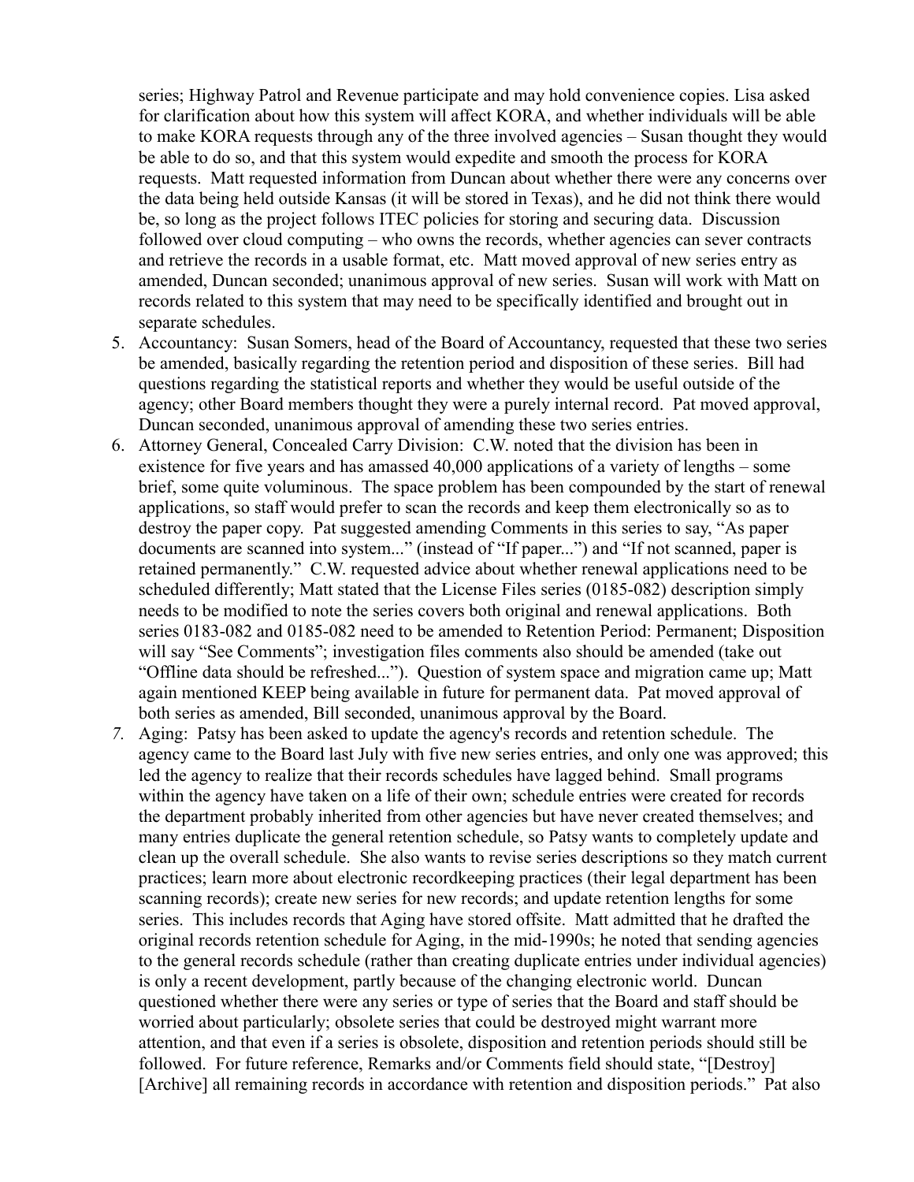series; Highway Patrol and Revenue participate and may hold convenience copies. Lisa asked for clarification about how this system will affect KORA, and whether individuals will be able to make KORA requests through any of the three involved agencies – Susan thought they would be able to do so, and that this system would expedite and smooth the process for KORA requests. Matt requested information from Duncan about whether there were any concerns over the data being held outside Kansas (it will be stored in Texas), and he did not think there would be, so long as the project follows ITEC policies for storing and securing data. Discussion followed over cloud computing – who owns the records, whether agencies can sever contracts and retrieve the records in a usable format, etc. Matt moved approval of new series entry as amended, Duncan seconded; unanimous approval of new series. Susan will work with Matt on records related to this system that may need to be specifically identified and brought out in separate schedules.

5. Accountancy: Susan Somers, head of the Board of Accountancy, requested that these two series be amended, basically regarding the retention period and disposition of these series. Bill had questions regarding the statistical reports and whether they would be useful outside of the agency; other Board members thought they were a purely internal record. Pat moved approval, Duncan seconded, unanimous approval of amending these two series entries.
6. Attorney General, Concealed Carry Division: C.W. noted that the division has been in existence for five years and has amassed 40,000 applications of a variety of lengths – some brief, some quite voluminous. The space problem has been compounded by the start of renewal applications, so staff would prefer to scan the records and keep them electronically so as to destroy the paper copy. Pat suggested amending Comments in this series to say, "As paper documents are scanned into system..." (instead of "If paper...") and "If not scanned, paper is retained permanently." C.W. requested advice about whether renewal applications need to be scheduled differently; Matt stated that the License Files series (0185-082) description simply needs to be modified to note the series covers both original and renewal applications. Both series 0183-082 and 0185-082 need to be amended to Retention Period: Permanent; Disposition will say "See Comments"; investigation files comments also should be amended (take out "Offline data should be refreshed..."). Question of system space and migration came up; Matt again mentioned KEEP being available in future for permanent data. Pat moved approval of both series as amended, Bill seconded, unanimous approval by the Board.
7. Aging: Patsy has been asked to update the agency's records and retention schedule. The agency came to the Board last July with five new series entries, and only one was approved; this led the agency to realize that their records schedules have lagged behind. Small programs within the agency have taken on a life of their own; schedule entries were created for records the department probably inherited from other agencies but have never created themselves; and many entries duplicate the general retention schedule, so Patsy wants to completely update and clean up the overall schedule. She also wants to revise series descriptions so they match current practices; learn more about electronic recordkeeping practices (their legal department has been scanning records); create new series for new records; and update retention lengths for some series. This includes records that Aging have stored offsite. Matt admitted that he drafted the original records retention schedule for Aging, in the mid-1990s; he noted that sending agencies to the general records schedule (rather than creating duplicate entries under individual agencies) is only a recent development, partly because of the changing electronic world. Duncan questioned whether there were any series or type of series that the Board and staff should be worried about particularly; obsolete series that could be destroyed might warrant more attention, and that even if a series is obsolete, disposition and retention periods should still be followed. For future reference, Remarks and/or Comments field should state, "[Destroy] [Archive] all remaining records in accordance with retention and disposition periods." Pat also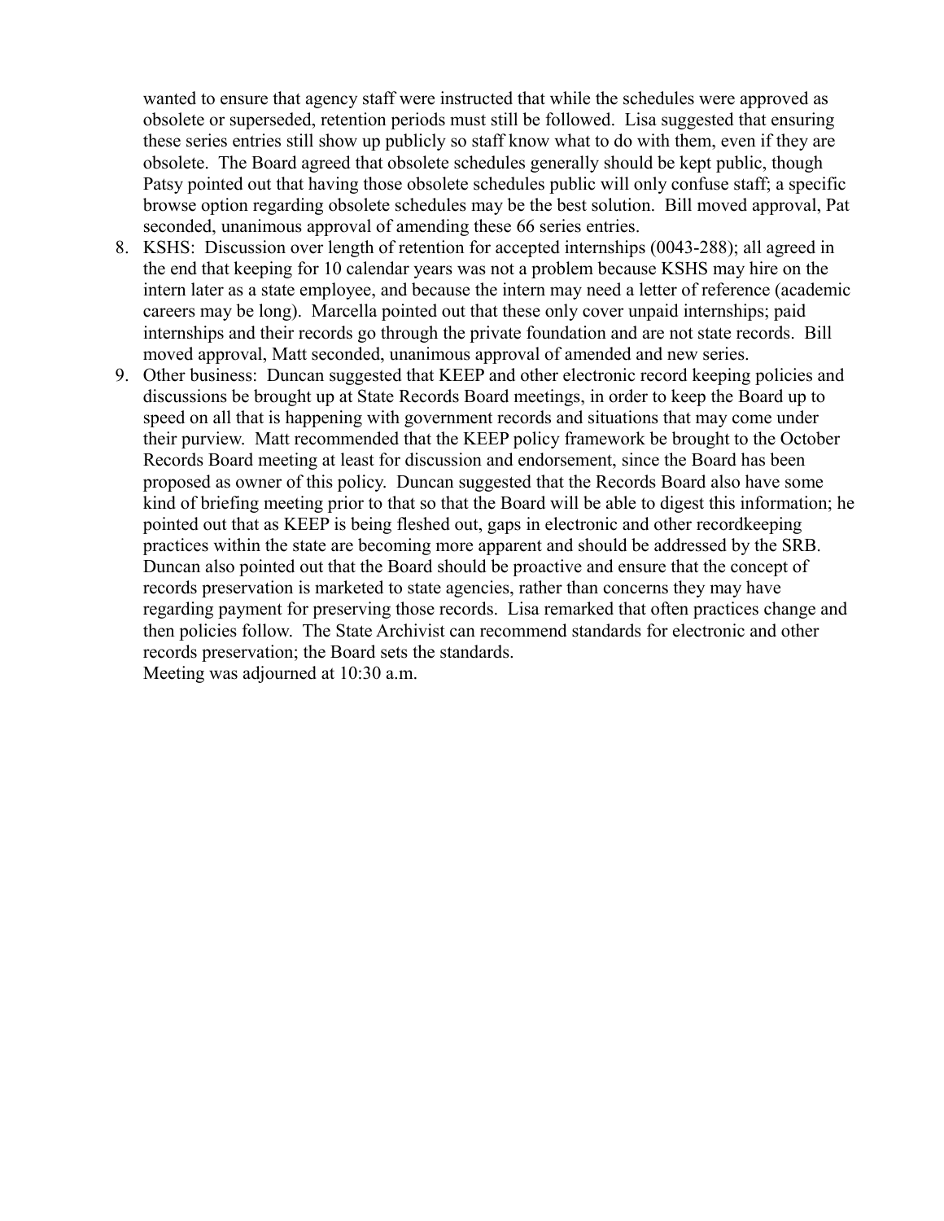wanted to ensure that agency staff were instructed that while the schedules were approved as obsolete or superseded, retention periods must still be followed. Lisa suggested that ensuring these series entries still show up publicly so staff know what to do with them, even if they are obsolete. The Board agreed that obsolete schedules generally should be kept public, though Patsy pointed out that having those obsolete schedules public will only confuse staff; a specific browse option regarding obsolete schedules may be the best solution. Bill moved approval, Pat seconded, unanimous approval of amending these 66 series entries.

8. KSHS: Discussion over length of retention for accepted internships (0043-288); all agreed in the end that keeping for 10 calendar years was not a problem because KSHS may hire on the intern later as a state employee, and because the intern may need a letter of reference (academic careers may be long). Marcella pointed out that these only cover unpaid internships; paid internships and their records go through the private foundation and are not state records. Bill moved approval, Matt seconded, unanimous approval of amended and new series.
9. Other business: Duncan suggested that KEEP and other electronic record keeping policies and discussions be brought up at State Records Board meetings, in order to keep the Board up to speed on all that is happening with government records and situations that may come under their purview. Matt recommended that the KEEP policy framework be brought to the October Records Board meeting at least for discussion and endorsement, since the Board has been proposed as owner of this policy. Duncan suggested that the Records Board also have some kind of briefing meeting prior to that so that the Board will be able to digest this information; he pointed out that as KEEP is being fleshed out, gaps in electronic and other recordkeeping practices within the state are becoming more apparent and should be addressed by the SRB. Duncan also pointed out that the Board should be proactive and ensure that the concept of records preservation is marketed to state agencies, rather than concerns they may have regarding payment for preserving those records. Lisa remarked that often practices change and then policies follow. The State Archivist can recommend standards for electronic and other records preservation; the Board sets the standards.
   Meeting was adjourned at 10:30 a.m.